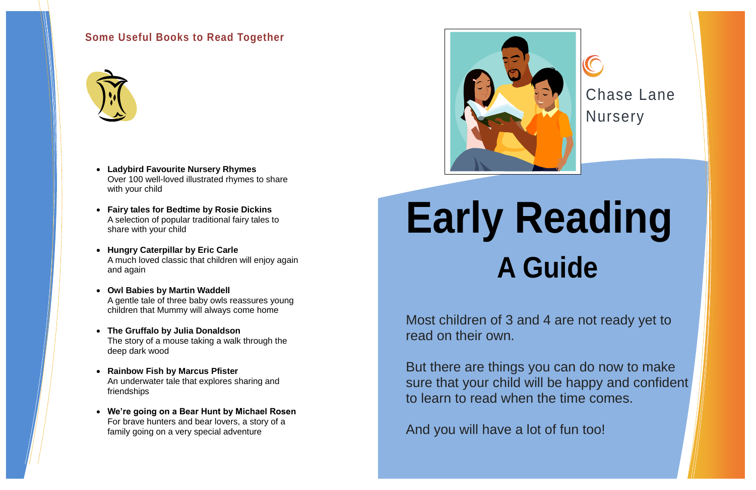## Some Useful Books to Read Together

- **Ladybird Favourite Nursery Rhymes**
  Over 100 well-loved illustrated rhymes to share with your child
- **Fairy tales for Bedtime by Rosie Dickins**
  A selection of popular traditional fairy tales to share with your child
- **Hungry Caterpillar by Eric Carle**
  A much loved classic that children will enjoy again and again
- **Owl Babies by Martin Waddell**
  A gentle tale of three baby owls reassures young children that Mummy will always come home
- **The Gruffalo by Julia Donaldson**
  The story of a mouse taking a walk through the deep dark wood
- **Rainbow Fish by Marcus Pfister**
  An underwater tale that explores sharing and friendships
- **We're going on a Bear Hunt by Michael Rosen**
  For brave hunters and bear lovers, a story of a family going on a very special adventure

Chase Lane Nursery

# Early Reading

## A Guide

Most children of 3 and 4 are not ready yet to read on their own.

But there are things you can do now to make sure that your child will be happy and confident to learn to read when the time comes.

And you will have a lot of fun too!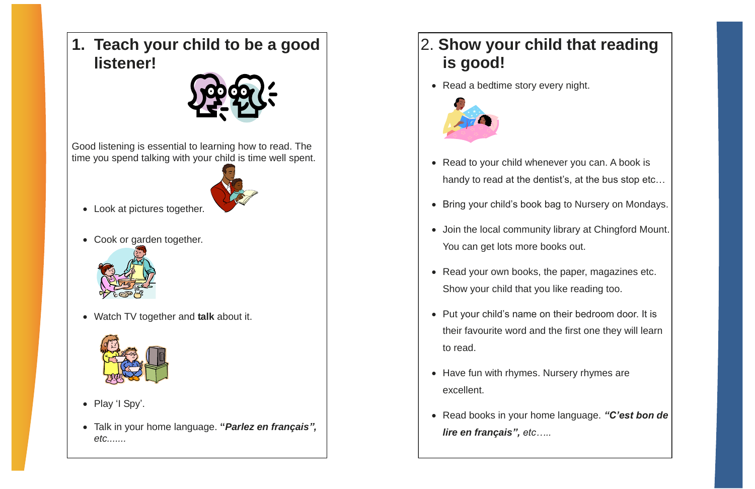## 1. Teach your child to be a good listener!

Good listening is essential to learning how to read. The time you spend talking with your child is time well spent.

- Look at pictures together.
- Cook or garden together.
- Watch TV together and **talk** about it.
- Play ‘I Spy’.
- Talk in your home language. **“*Parlez en français”,*** *etc.......*

## 2. Show your child that reading is good!

- Read a bedtime story every night.
- Read to your child whenever you can. A book is handy to read at the dentist’s, at the bus stop etc…
- Bring your child’s book bag to Nursery on Mondays.
- Join the local community library at Chingford Mount. You can get lots more books out.
- Read your own books, the paper, magazines etc. Show your child that you like reading too.
- Put your child’s name on their bedroom door. It is their favourite word and the first one they will learn to read.
- Have fun with rhymes. Nursery rhymes are excellent.
- Read books in your home language. ***“C’est bon de lire en français”,*** *etc…..*